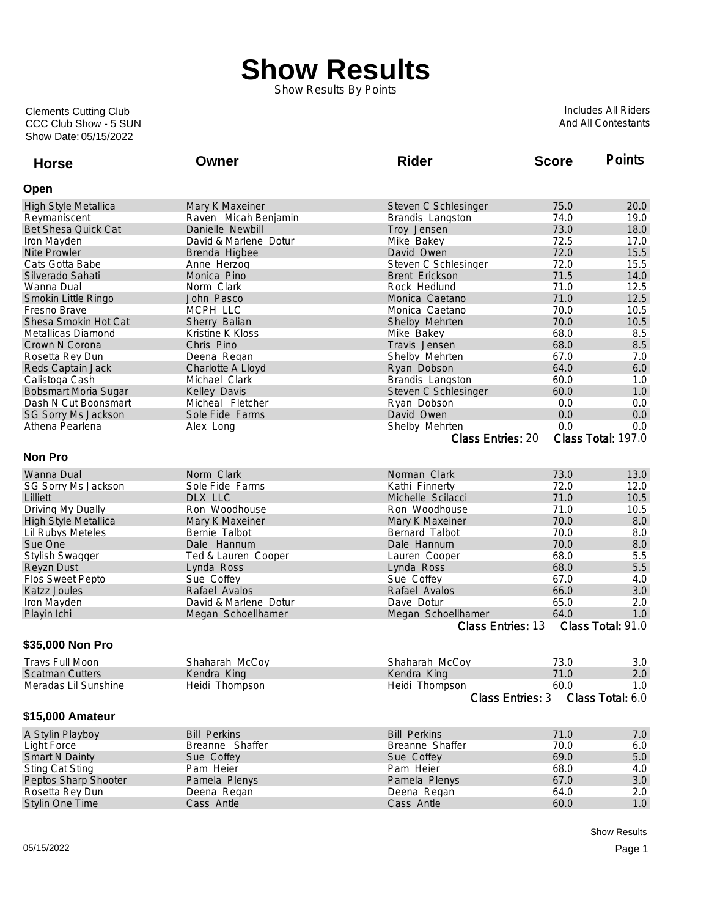# Show Results

Show Results By Points

Clements Cutting Club
CCC Club Show - 5 SUN
Show Date: 05/15/2022

Includes All Riders
And All Contestants

## Open

| Horse | Owner | Rider | Score | Points |
|---|---|---|---|---|
| High Style Metallica | Mary K Maxeiner | Steven C Schlesinger | 75.0 | 20.0 |
| Reymaniscent | Raven Micah Benjamin | Brandis Langston | 74.0 | 19.0 |
| Bet Shesa Quick Cat | Danielle Newbill | Troy Jensen | 73.0 | 18.0 |
| Iron Mayden | David & Marlene Dotur | Mike Bakey | 72.5 | 17.0 |
| Nite Prowler | Brenda Higbee | David Owen | 72.0 | 15.5 |
| Cats Gotta Babe | Anne Herzog | Steven C Schlesinger | 72.0 | 15.5 |
| Silverado Sahati | Monica Pino | Brent Erickson | 71.5 | 14.0 |
| Wanna Dual | Norm Clark | Rock Hedlund | 71.0 | 12.5 |
| Smokin Little Ringo | John Pasco | Monica Caetano | 71.0 | 12.5 |
| Fresno Brave | MCPH LLC | Monica Caetano | 70.0 | 10.5 |
| Shesa Smokin Hot Cat | Sherry Balian | Shelby Mehrten | 70.0 | 10.5 |
| Metallicas Diamond | Kristine K Kloss | Mike Bakey | 68.0 | 8.5 |
| Crown N Corona | Chris Pino | Travis Jensen | 68.0 | 8.5 |
| Rosetta Rey Dun | Deena Regan | Shelby Mehrten | 67.0 | 7.0 |
| Reds Captain Jack | Charlotte A Lloyd | Ryan Dobson | 64.0 | 6.0 |
| Calistoga Cash | Michael Clark | Brandis Langston | 60.0 | 1.0 |
| Bobsmart Moria Sugar | Kelley Davis | Steven C Schlesinger | 60.0 | 1.0 |
| Dash N Cut Boonsmart | Micheal Fletcher | Ryan Dobson | 0.0 | 0.0 |
| SG Sorry Ms Jackson | Sole Fide Farms | David Owen | 0.0 | 0.0 |
| Athena Pearlena | Alex Long | Shelby Mehrten | 0.0 | 0.0 |

Class Entries: 20 Class Total: 197.0

## Non Pro

| Horse | Owner | Rider | Score | Points |
|---|---|---|---|---|
| Wanna Dual | Norm Clark | Norman Clark | 73.0 | 13.0 |
| SG Sorry Ms Jackson | Sole Fide Farms | Kathi Finnerty | 72.0 | 12.0 |
| Lilliett | DLX LLC | Michelle Scilacci | 71.0 | 10.5 |
| Driving My Dually | Ron Woodhouse | Ron Woodhouse | 71.0 | 10.5 |
| High Style Metallica | Mary K Maxeiner | Mary K Maxeiner | 70.0 | 8.0 |
| Lil Rubys Meteles | Bernie Talbot | Bernard Talbot | 70.0 | 8.0 |
| Sue One | Dale Hannum | Dale Hannum | 70.0 | 8.0 |
| Stylish Swagger | Ted & Lauren Cooper | Lauren Cooper | 68.0 | 5.5 |
| Reyzn Dust | Lynda Ross | Lynda Ross | 68.0 | 5.5 |
| Flos Sweet Pepto | Sue Coffey | Sue Coffey | 67.0 | 4.0 |
| Katzz Joules | Rafael Avalos | Rafael Avalos | 66.0 | 3.0 |
| Iron Mayden | David & Marlene Dotur | Dave Dotur | 65.0 | 2.0 |
| Playin Ichi | Megan Schoellhamer | Megan Schoellhamer | 64.0 | 1.0 |

Class Entries: 13 Class Total: 91.0

## $35,000 Non Pro

| Horse | Owner | Rider | Score | Points |
|---|---|---|---|---|
| Travs Full Moon | Shaharah McCoy | Shaharah McCoy | 73.0 | 3.0 |
| Scatman Cutters | Kendra King | Kendra King | 71.0 | 2.0 |
| Meradas Lil Sunshine | Heidi Thompson | Heidi Thompson | 60.0 | 1.0 |

Class Entries: 3 Class Total: 6.0

## $15,000 Amateur

| Horse | Owner | Rider | Score | Points |
|---|---|---|---|---|
| A Stylin Playboy | Bill Perkins | Bill Perkins | 71.0 | 7.0 |
| Light Force | Breanne Shaffer | Breanne Shaffer | 70.0 | 6.0 |
| Smart N Dainty | Sue Coffey | Sue Coffey | 69.0 | 5.0 |
| Sting Cat Sting | Pam Heier | Pam Heier | 68.0 | 4.0 |
| Peptos Sharp Shooter | Pamela Plenys | Pamela Plenys | 67.0 | 3.0 |
| Rosetta Rey Dun | Deena Regan | Deena Regan | 64.0 | 2.0 |
| Stylin One Time | Cass Antle | Cass Antle | 60.0 | 1.0 |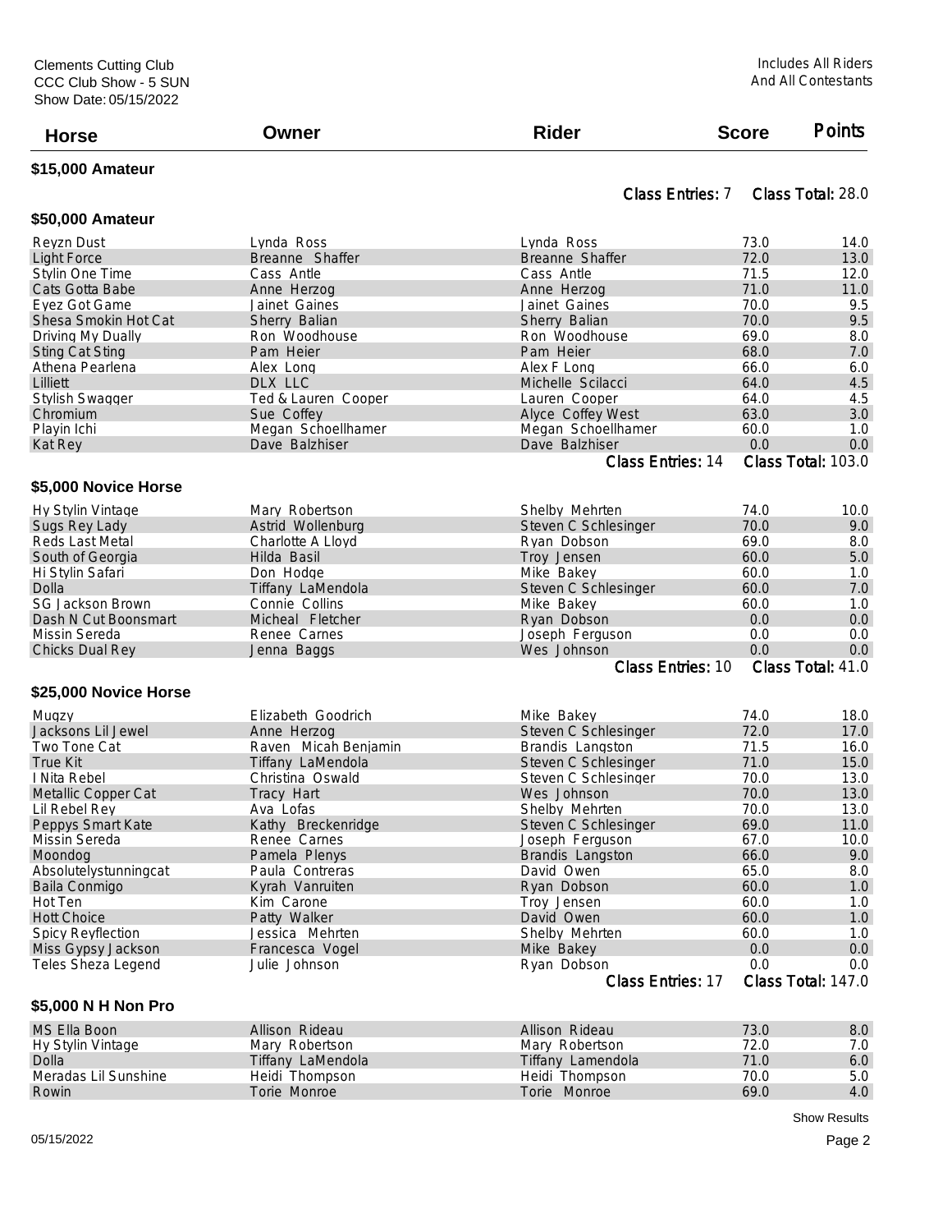Clements Cutting Club
CCC Club Show - 5 SUN
Show Date: 05/15/2022

Includes All Riders
And All Contestants

| Horse | Owner | Rider | Score | Points |
|---|---|---|---|---|

## $15,000 Amateur

Class Entries: 7 Class Total: 28.0

## $50,000 Amateur

| Horse | Owner | Rider | Score | Points |
|---|---|---|---|---|
| Reyzn Dust | Lynda Ross | Lynda Ross | 73.0 | 14.0 |
| Light Force | Breanne Shaffer | Breanne Shaffer | 72.0 | 13.0 |
| Stylin One Time | Cass Antle | Cass Antle | 71.5 | 12.0 |
| Cats Gotta Babe | Anne Herzog | Anne Herzog | 71.0 | 11.0 |
| Eyez Got Game | Jainet Gaines | Jainet Gaines | 70.0 | 9.5 |
| Shesa Smokin Hot Cat | Sherry Balian | Sherry Balian | 70.0 | 9.5 |
| Driving My Dually | Ron Woodhouse | Ron Woodhouse | 69.0 | 8.0 |
| Sting Cat Sting | Pam Heier | Pam Heier | 68.0 | 7.0 |
| Athena Pearlena | Alex Long | Alex F Long | 66.0 | 6.0 |
| Lilliett | DLX LLC | Michelle Scilacci | 64.0 | 4.5 |
| Stylish Swagger | Ted & Lauren Cooper | Lauren Cooper | 64.0 | 4.5 |
| Chromium | Sue Coffey | Alyce Coffey West | 63.0 | 3.0 |
| Playin Ichi | Megan Schoellhamer | Megan Schoellhamer | 60.0 | 1.0 |
| Kat Rey | Dave Balzhiser | Dave Balzhiser | 0.0 | 0.0 |

Class Entries: 14 Class Total: 103.0

## $5,000 Novice Horse

| Horse | Owner | Rider | Score | Points |
|---|---|---|---|---|
| Hy Stylin Vintage | Mary Robertson | Shelby Mehrten | 74.0 | 10.0 |
| Sugs Rey Lady | Astrid Wollenburg | Steven C Schlesinger | 70.0 | 9.0 |
| Reds Last Metal | Charlotte A Lloyd | Ryan Dobson | 69.0 | 8.0 |
| South of Georgia | Hilda Basil | Troy Jensen | 60.0 | 5.0 |
| Hi Stylin Safari | Don Hodge | Mike Bakey | 60.0 | 1.0 |
| Dolla | Tiffany LaMendola | Steven C Schlesinger | 60.0 | 7.0 |
| SG Jackson Brown | Connie Collins | Mike Bakey | 60.0 | 1.0 |
| Dash N Cut Boonsmart | Micheal Fletcher | Ryan Dobson | 0.0 | 0.0 |
| Missin Sereda | Renee Carnes | Joseph Ferguson | 0.0 | 0.0 |
| Chicks Dual Rey | Jenna Baggs | Wes Johnson | 0.0 | 0.0 |

Class Entries: 10 Class Total: 41.0

## $25,000 Novice Horse

| Horse | Owner | Rider | Score | Points |
|---|---|---|---|---|
| Mugzy | Elizabeth Goodrich | Mike Bakey | 74.0 | 18.0 |
| Jacksons Lil Jewel | Anne Herzog | Steven C Schlesinger | 72.0 | 17.0 |
| Two Tone Cat | Raven Micah Benjamin | Brandis Langston | 71.5 | 16.0 |
| True Kit | Tiffany LaMendola | Steven C Schlesinger | 71.0 | 15.0 |
| I Nita Rebel | Christina Oswald | Steven C Schlesinger | 70.0 | 13.0 |
| Metallic Copper Cat | Tracy Hart | Wes Johnson | 70.0 | 13.0 |
| Lil Rebel Rey | Ava Lofas | Shelby Mehrten | 70.0 | 13.0 |
| Peppys Smart Kate | Kathy Breckenridge | Steven C Schlesinger | 69.0 | 11.0 |
| Missin Sereda | Renee Carnes | Joseph Ferguson | 67.0 | 10.0 |
| Moondog | Pamela Plenys | Brandis Langston | 66.0 | 9.0 |
| Absolutelystunningcat | Paula Contreras | David Owen | 65.0 | 8.0 |
| Baila Conmigo | Kyrah Vanruiten | Ryan Dobson | 60.0 | 1.0 |
| Hot Ten | Kim Carone | Troy Jensen | 60.0 | 1.0 |
| Hott Choice | Patty Walker | David Owen | 60.0 | 1.0 |
| Spicy Reyflection | Jessica Mehrten | Shelby Mehrten | 60.0 | 1.0 |
| Miss Gypsy Jackson | Francesca Vogel | Mike Bakey | 0.0 | 0.0 |
| Teles Sheza Legend | Julie Johnson | Ryan Dobson | 0.0 | 0.0 |

Class Entries: 17 Class Total: 147.0

## $5,000 N H Non Pro

| Horse | Owner | Rider | Score | Points |
|---|---|---|---|---|
| MS Ella Boon | Allison Rideau | Allison Rideau | 73.0 | 8.0 |
| Hy Stylin Vintage | Mary Robertson | Mary Robertson | 72.0 | 7.0 |
| Dolla | Tiffany LaMendola | Tiffany LaMendola | 71.0 | 6.0 |
| Meradas Lil Sunshine | Heidi Thompson | Heidi Thompson | 70.0 | 5.0 |
| Rowin | Torie Monroe | Torie Monroe | 69.0 | 4.0 |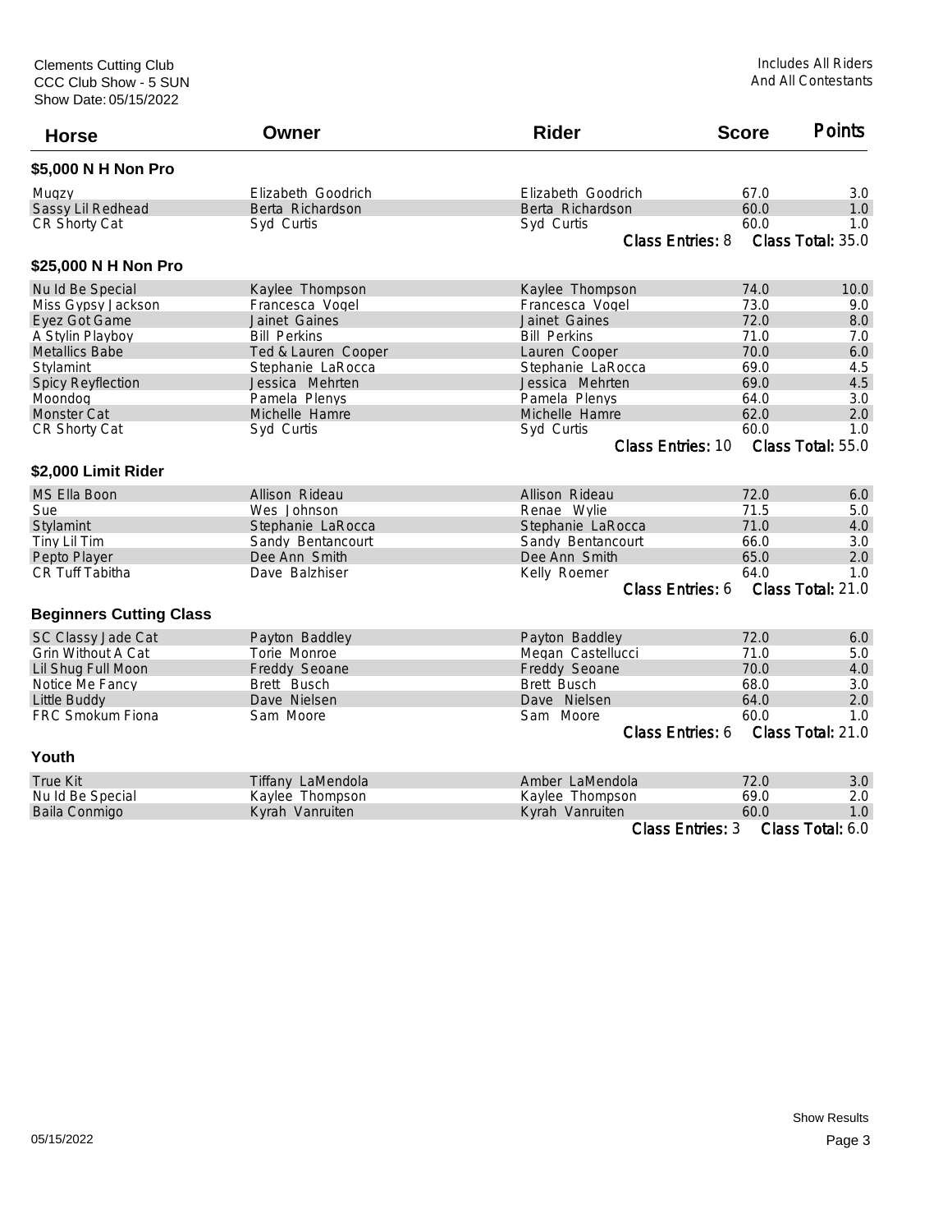Clements Cutting Club
CCC Club Show - 5 SUN
Show Date: 05/15/2022

Includes All Riders
And All Contestants

| Horse | Owner | Rider | Score | Points |
|---|---|---|---|---|
| **$5,000 N H Non Pro** | | | | |
| Mugzy | Elizabeth Goodrich | Elizabeth Goodrich | 67.0 | 3.0 |
| Sassy Lil Redhead | Berta Richardson | Berta Richardson | 60.0 | 1.0 |
| CR Shorty Cat | Syd Curtis | Syd Curtis | 60.0 | 1.0 |
| | | | Class Entries: 8 | Class Total: 35.0 |
| **$25,000 N H Non Pro** | | | | |
| Nu Id Be Special | Kaylee Thompson | Kaylee Thompson | 74.0 | 10.0 |
| Miss Gypsy Jackson | Francesca Vogel | Francesca Vogel | 73.0 | 9.0 |
| Eyez Got Game | Jainet Gaines | Jainet Gaines | 72.0 | 8.0 |
| A Stylin Playboy | Bill Perkins | Bill Perkins | 71.0 | 7.0 |
| Metallics Babe | Ted & Lauren Cooper | Lauren Cooper | 70.0 | 6.0 |
| Stylamint | Stephanie LaRocca | Stephanie LaRocca | 69.0 | 4.5 |
| Spicy Reyflection | Jessica Mehrten | Jessica Mehrten | 69.0 | 4.5 |
| Moondog | Pamela Plenys | Pamela Plenys | 64.0 | 3.0 |
| Monster Cat | Michelle Hamre | Michelle Hamre | 62.0 | 2.0 |
| CR Shorty Cat | Syd Curtis | Syd Curtis | 60.0 | 1.0 |
| | | | Class Entries: 10 | Class Total: 55.0 |
| **$2,000 Limit Rider** | | | | |
| MS Ella Boon | Allison Rideau | Allison Rideau | 72.0 | 6.0 |
| Sue | Wes Johnson | Renae Wylie | 71.5 | 5.0 |
| Stylamint | Stephanie LaRocca | Stephanie LaRocca | 71.0 | 4.0 |
| Tiny Lil Tim | Sandy Bentancourt | Sandy Bentancourt | 66.0 | 3.0 |
| Pepto Player | Dee Ann Smith | Dee Ann Smith | 65.0 | 2.0 |
| CR Tuff Tabitha | Dave Balzhiser | Kelly Roemer | 64.0 | 1.0 |
| | | | Class Entries: 6 | Class Total: 21.0 |
| **Beginners Cutting Class** | | | | |
| SC Classy Jade Cat | Payton Baddley | Payton Baddley | 72.0 | 6.0 |
| Grin Without A Cat | Torie Monroe | Megan Castellucci | 71.0 | 5.0 |
| Lil Shug Full Moon | Freddy Seoane | Freddy Seoane | 70.0 | 4.0 |
| Notice Me Fancy | Brett Busch | Brett Busch | 68.0 | 3.0 |
| Little Buddy | Dave Nielsen | Dave Nielsen | 64.0 | 2.0 |
| FRC Smokum Fiona | Sam Moore | Sam Moore | 60.0 | 1.0 |
| | | | Class Entries: 6 | Class Total: 21.0 |
| **Youth** | | | | |
| True Kit | Tiffany LaMendola | Amber LaMendola | 72.0 | 3.0 |
| Nu Id Be Special | Kaylee Thompson | Kaylee Thompson | 69.0 | 2.0 |
| Baila Conmigo | Kyrah Vanruiten | Kyrah Vanruiten | 60.0 | 1.0 |
| | | | Class Entries: 3 | Class Total: 6.0 |

05/15/2022

Show Results